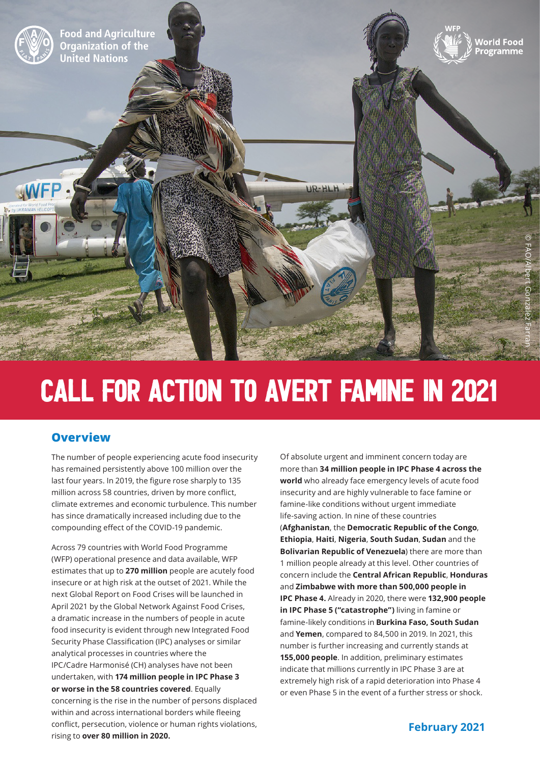Food and Agriculture Organization of the United Nations

World Food Programme

# CALL FOR ACTION TO AVERT FAMINE IN 2021

## Overview

The number of people experiencing acute food insecurity has remained persistently above 100 million over the last four years. In 2019, the figure rose sharply to 135 million across 58 countries, driven by more conflict, climate extremes and economic turbulence. This number has since dramatically increased including due to the compounding effect of the COVID-19 pandemic.

Across 79 countries with World Food Programme (WFP) operational presence and data available, WFP estimates that up to **270 million** people are acutely food insecure or at high risk at the outset of 2021. While the next Global Report on Food Crises will be launched in April 2021 by the Global Network Against Food Crises, a dramatic increase in the numbers of people in acute food insecurity is evident through new Integrated Food Security Phase Classification (IPC) analyses or similar analytical processes in countries where the IPC/Cadre Harmonisé (CH) analyses have not been undertaken, with **174 million people in IPC Phase 3 or worse in the 58 countries covered**. Equally concerning is the rise in the number of persons displaced within and across international borders while fleeing conflict, persecution, violence or human rights violations, rising to **over 80 million in 2020.**

Of absolute urgent and imminent concern today are more than **34 million people in IPC Phase 4 across the world** who already face emergency levels of acute food insecurity and are highly vulnerable to face famine or famine-like conditions without urgent immediate life-saving action. In nine of these countries (**Afghanistan**, the **Democratic Republic of the Congo**, **Ethiopia**, **Haiti**, **Nigeria**, **South Sudan**, **Sudan** and the **Bolivarian Republic of Venezuela**) there are more than 1 million people already at this level. Other countries of concern include the **Central African Republic**, **Honduras** and **Zimbabwe with more than 500,000 people in IPC Phase 4.** Already in 2020, there were **132,900 people in IPC Phase 5 ("catastrophe")** living in famine or famine-likely conditions in **Burkina Faso, South Sudan** and **Yemen**, compared to 84,500 in 2019. In 2021, this number is further increasing and currently stands at **155,000 people**. In addition, preliminary estimates indicate that millions currently in IPC Phase 3 are at extremely high risk of a rapid deterioration into Phase 4 or even Phase 5 in the event of a further stress or shock.

**February 2021**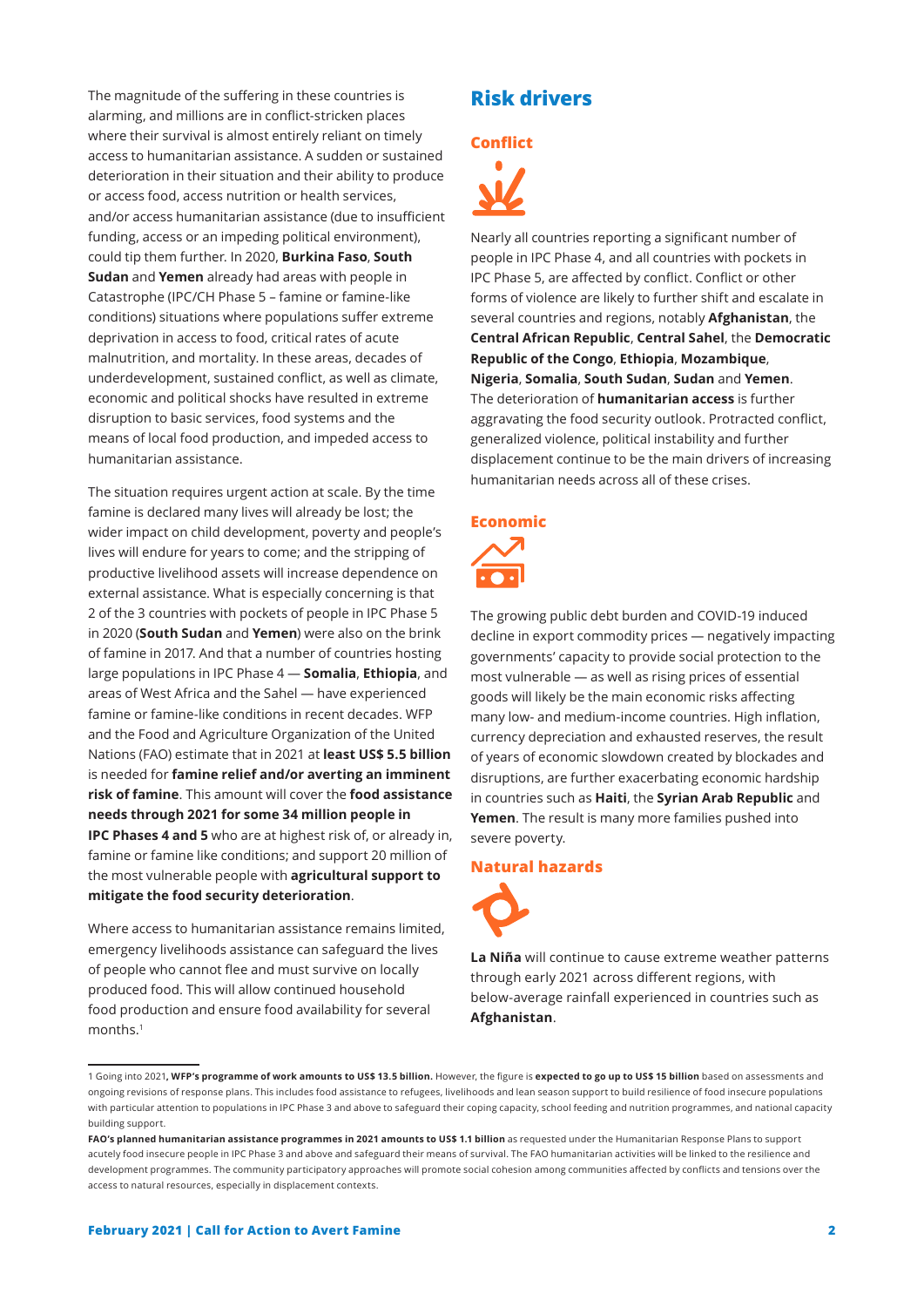The magnitude of the suffering in these countries is alarming, and millions are in conflict-stricken places where their survival is almost entirely reliant on timely access to humanitarian assistance. A sudden or sustained deterioration in their situation and their ability to produce or access food, access nutrition or health services, and/or access humanitarian assistance (due to insufficient funding, access or an impeding political environment), could tip them further. In 2020, **Burkina Faso**, **South Sudan** and **Yemen** already had areas with people in Catastrophe (IPC/CH Phase 5 – famine or famine-like conditions) situations where populations suffer extreme deprivation in access to food, critical rates of acute malnutrition, and mortality. In these areas, decades of underdevelopment, sustained conflict, as well as climate, economic and political shocks have resulted in extreme disruption to basic services, food systems and the means of local food production, and impeded access to humanitarian assistance.

The situation requires urgent action at scale. By the time famine is declared many lives will already be lost; the wider impact on child development, poverty and people's lives will endure for years to come; and the stripping of productive livelihood assets will increase dependence on external assistance. What is especially concerning is that 2 of the 3 countries with pockets of people in IPC Phase 5 in 2020 (**South Sudan** and **Yemen**) were also on the brink of famine in 2017. And that a number of countries hosting large populations in IPC Phase 4 — **Somalia**, **Ethiopia**, and areas of West Africa and the Sahel — have experienced famine or famine-like conditions in recent decades. WFP and the Food and Agriculture Organization of the United Nations (FAO) estimate that in 2021 at **least US$ 5.5 billion** is needed for **famine relief and/or averting an imminent risk of famine**. This amount will cover the **food assistance needs through 2021 for some 34 million people in IPC Phases 4 and 5** who are at highest risk of, or already in, famine or famine like conditions; and support 20 million of the most vulnerable people with **agricultural support to mitigate the food security deterioration**.

Where access to humanitarian assistance remains limited, emergency livelihoods assistance can safeguard the lives of people who cannot flee and must survive on locally produced food. This will allow continued household food production and ensure food availability for several months.[1]

## Risk drivers

### Conflict

Nearly all countries reporting a significant number of people in IPC Phase 4, and all countries with pockets of people in IPC Phase 5, are affected by conflict. Conflict or other forms of violence are likely to further shift and escalate in several countries and regions, notably **Afghanistan**, the **Central African Republic**, **Central Sahel**, the **Democratic Republic of the Congo**, **Ethiopia**, **Mozambique**, **Nigeria**, **Somalia**, **South Sudan**, **Sudan** and **Yemen**. The deterioration of **humanitarian access** is further aggravating the food security outlook. Protracted conflict, generalized violence, political instability and further displacement continue to be the main drivers of increasing humanitarian needs across all of these crises.

### Economic

The growing public debt burden and COVID-19 induced decline in export commodity prices — negatively impacting governments' capacity to provide social protection to the most vulnerable — as well as rising prices of essential goods will likely be the main economic risks affecting many low- and medium-income countries. High inflation, currency depreciation and exhausted reserves, the result of years of economic slowdown created by blockades and disruptions, are further exacerbating economic hardship in countries such as **Haiti**, the **Syrian Arab Republic** and **Yemen**. The result is many more families pushed into severe poverty.

### Natural hazards

**La Niña** will continue to cause extreme weather patterns through early 2021 across different regions, with below-average rainfall experienced in countries such as **Afghanistan**.

---

1 Going into 2021**, WFP's programme of work amounts to US$ 13.5 billion.** However, the figure is **expected to go up to US$ 15 billion** based on assessments and ongoing revisions of response plans. This includes food assistance to refugees, livelihoods and lean season support to build resilience of food insecure populations with particular attention to populations in IPC Phase 3 and above to safeguard their coping capacity, school feeding and nutrition programmes, and national capacity building support.

**FAO's planned humanitarian assistance programmes in 2021 amounts to US$ 1.1 billion** as requested under the Humanitarian Response Plans to support acutely food insecure people in IPC Phase 3 and above and safeguard their means of survival. The FAO humanitarian activities will be linked to the resilience and development programmes. The community participatory approaches will promote social cohesion among communities affected by conflicts and tensions over the access to natural resources, especially in displacement contexts.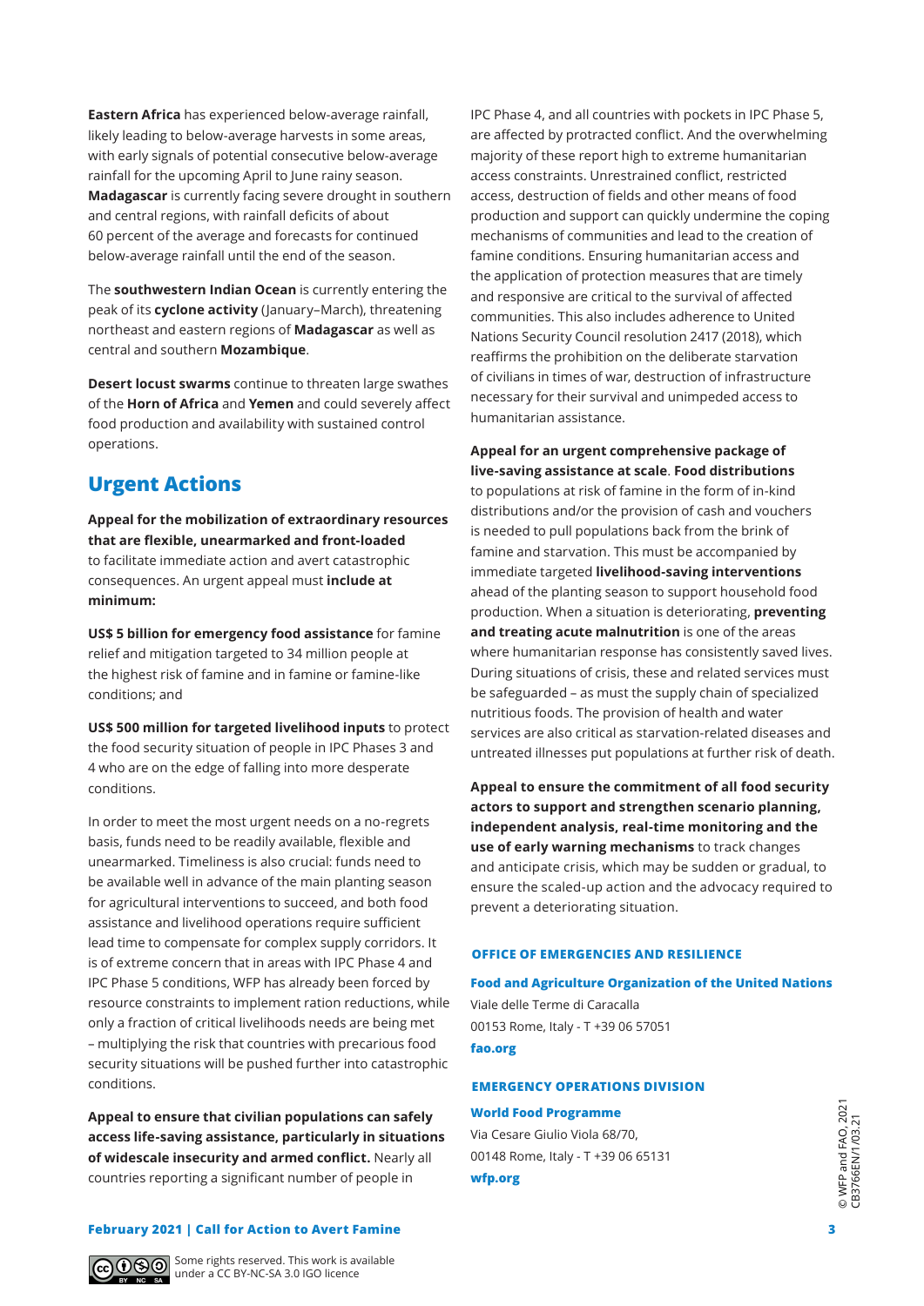**Eastern Africa** has experienced below-average rainfall, likely leading to below-average harvests in some areas, with early signals of potential consecutive below-average rainfall for the upcoming April to June rainy season. **Madagascar** is currently facing severe drought in southern and central regions, with rainfall deficits of about 60 percent of the average and forecasts for continued below-average rainfall until the end of the season.

The **southwestern Indian Ocean** is currently entering the peak of its **cyclone activity** (January–March), threatening northeast and eastern regions of **Madagascar** as well as central and southern **Mozambique**.

**Desert locust swarms** continue to threaten large swathes of the **Horn of Africa** and **Yemen** and could severely affect food production and availability with sustained control operations.

## Urgent Actions

**Appeal for the mobilization of extraordinary resources that are flexible, unearmarked and front-loaded** to facilitate immediate action and avert catastrophic consequences. An urgent appeal must **include at minimum:**

**US$ 5 billion for emergency food assistance** for famine relief and mitigation targeted to 34 million people at the highest risk of famine and in famine or famine-like conditions; and

**US$ 500 million for targeted livelihood inputs** to protect the food security situation of people in IPC Phases 3 and 4 who are on the edge of falling into more desperate conditions.

In order to meet the most urgent needs on a no-regrets basis, funds need to be readily available, flexible and unearmarked. Timeliness is also crucial: funds need to be available well in advance of the main planting season for agricultural interventions to succeed, and both food assistance and livelihood operations require sufficient lead time to compensate for complex supply corridors. It is of extreme concern that in areas with IPC Phase 4 and IPC Phase 5 conditions, WFP has already been forced by resource constraints to implement ration reductions, while only a fraction of critical livelihoods needs are being met – multiplying the risk that countries with precarious food security situations will be pushed further into catastrophic conditions.

**Appeal to ensure that civilian populations can safely access life-saving assistance, particularly in situations of widescale insecurity and armed conflict.** Nearly all countries reporting a significant number of people in IPC Phase 4, and all countries with pockets in IPC Phase 5, are affected by protracted conflict. And the overwhelming majority of these report high to extreme humanitarian access constraints. Unrestrained conflict, restricted access, destruction of fields and other means of food production and support can quickly undermine the coping mechanisms of communities and lead to the creation of famine conditions. Ensuring humanitarian access and the application of protection measures that are timely and responsive are critical to the survival of affected communities. This also includes adherence to United Nations Security Council resolution 2417 (2018), which reaffirms the prohibition on the deliberate starvation of civilians in times of war, destruction of infrastructure necessary for their survival and unimpeded access to humanitarian assistance.

**Appeal for an urgent comprehensive package of live-saving assistance at scale**. **Food distributions** to populations at risk of famine in the form of in-kind distributions and/or the provision of cash and vouchers is needed to pull populations back from the brink of famine and starvation. This must be accompanied by immediate targeted **livelihood-saving interventions** ahead of the planting season to support household food production. When a situation is deteriorating, **preventing and treating acute malnutrition** is one of the areas where humanitarian response has consistently saved lives. During situations of crisis, these and related services must be safeguarded – as must the supply chain of specialized nutritious foods. The provision of health and water services are also critical as starvation-related diseases and untreated illnesses put populations at further risk of death.

**Appeal to ensure the commitment of all food security actors to support and strengthen scenario planning, independent analysis, real-time monitoring and the use of early warning mechanisms** to track changes and anticipate crisis, which may be sudden or gradual, to ensure the scaled-up action and the advocacy required to prevent a deteriorating situation.

**OFFICE OF EMERGENCIES AND RESILIENCE**

**Food and Agriculture Organization of the United Nations**
Viale delle Terme di Caracalla
00153 Rome, Italy - T +39 06 57051
**fao.org**

**EMERGENCY OPERATIONS DIVISION**

**World Food Programme**
Via Cesare Giulio Viola 68/70,
00148 Rome, Italy - T +39 06 65131
**wfp.org**

© WFP and FAO, 2021
CB3766EN/1/03.21

Some rights reserved. This work is available under a CC BY-NC-SA 3.0 IGO licence